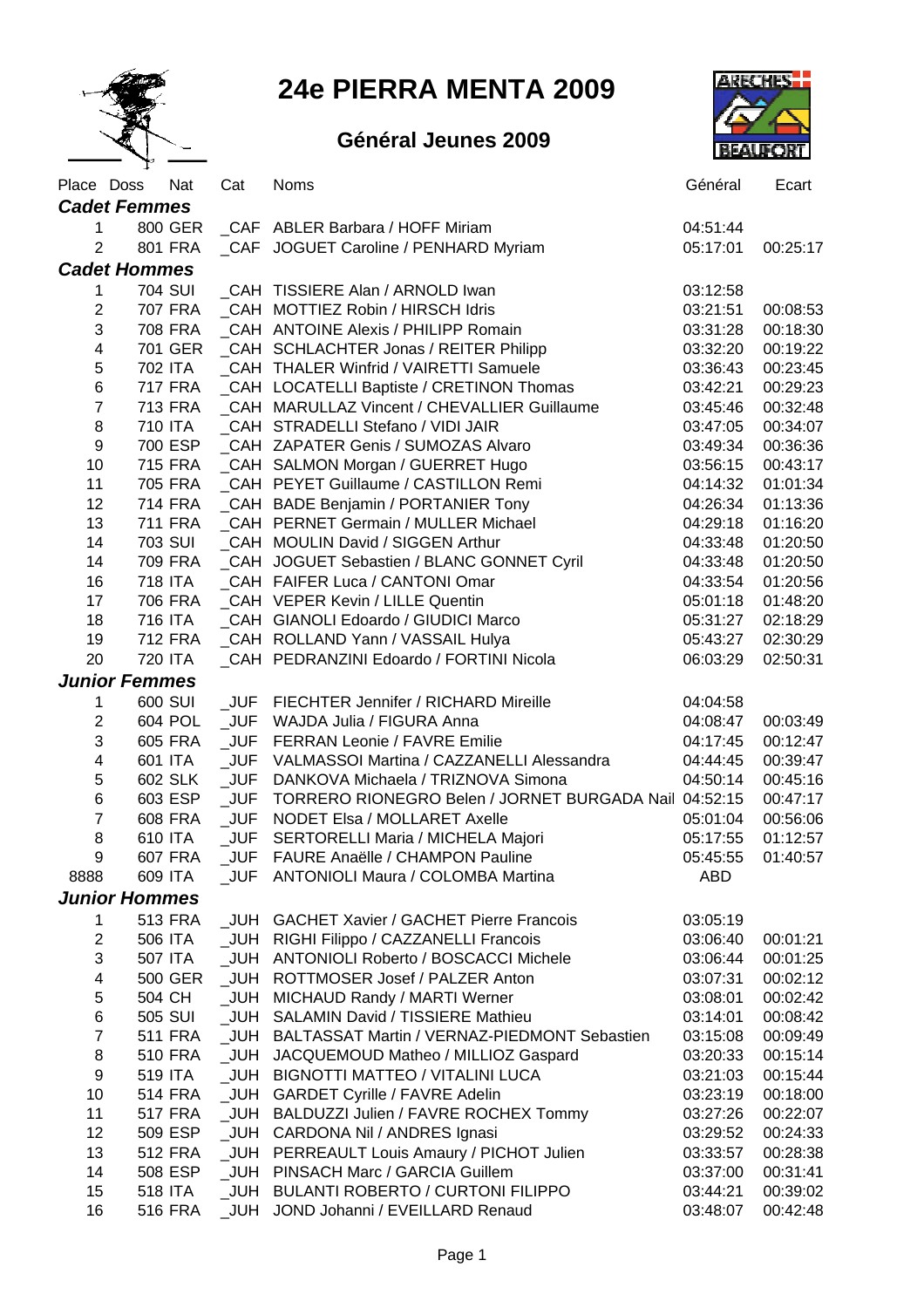# 24e PIERRA MENTA 2009

## Général Jeunes 2009

| Place | Doss | Nat | Cat | Noms | Général | Ecart |
|---|---|---|---|---|---|---|
| ***Cadet Femmes*** | | | | | | |
| 1 | 800 | GER | _CAF | ABLER Barbara / HOFF Miriam | 04:51:44 | |
| 2 | 801 | FRA | _CAF | JOGUET Caroline / PENHARD Myriam | 05:17:01 | 00:25:17 |
| ***Cadet Hommes*** | | | | | | |
| 1 | 704 | SUI | _CAH | TISSIERE Alan / ARNOLD Iwan | 03:12:58 | |
| 2 | 707 | FRA | _CAH | MOTTIEZ Robin / HIRSCH Idris | 03:21:51 | 00:08:53 |
| 3 | 708 | FRA | _CAH | ANTOINE Alexis / PHILIPP Romain | 03:31:28 | 00:18:30 |
| 4 | 701 | GER | _CAH | SCHLACHTER Jonas / REITER Philipp | 03:32:20 | 00:19:22 |
| 5 | 702 | ITA | _CAH | THALER Winfrid / VAIRETTI Samuele | 03:36:43 | 00:23:45 |
| 6 | 717 | FRA | _CAH | LOCATELLI Baptiste / CRETINON Thomas | 03:42:21 | 00:29:23 |
| 7 | 713 | FRA | _CAH | MARULLAZ Vincent / CHEVALLIER Guillaume | 03:45:46 | 00:32:48 |
| 8 | 710 | ITA | _CAH | STRADELLI Stefano / VIDI JAIR | 03:47:05 | 00:34:07 |
| 9 | 700 | ESP | _CAH | ZAPATER Genis / SUMOZAS Alvaro | 03:49:34 | 00:36:36 |
| 10 | 715 | FRA | _CAH | SALMON Morgan / GUERRET Hugo | 03:56:15 | 00:43:17 |
| 11 | 705 | FRA | _CAH | PEYET Guillaume / CASTILLON Remi | 04:14:32 | 01:01:34 |
| 12 | 714 | FRA | _CAH | BADE Benjamin / PORTANIER Tony | 04:26:34 | 01:13:36 |
| 13 | 711 | FRA | _CAH | PERNET Germain / MULLER Michael | 04:29:18 | 01:16:20 |
| 14 | 703 | SUI | _CAH | MOULIN David / SIGGEN Arthur | 04:33:48 | 01:20:50 |
| 14 | 709 | FRA | _CAH | JOGUET Sebastien / BLANC GONNET Cyril | 04:33:48 | 01:20:50 |
| 16 | 718 | ITA | _CAH | FAIFER Luca / CANTONI Omar | 04:33:54 | 01:20:56 |
| 17 | 706 | FRA | _CAH | VEPER Kevin / LILLE Quentin | 05:01:18 | 01:48:20 |
| 18 | 716 | ITA | _CAH | GIANOLI Edoardo / GIUDICI Marco | 05:31:27 | 02:18:29 |
| 19 | 712 | FRA | _CAH | ROLLAND Yann / VASSAIL Hulya | 05:43:27 | 02:30:29 |
| 20 | 720 | ITA | _CAH | PEDRANZINI Edoardo / FORTINI Nicola | 06:03:29 | 02:50:31 |
| ***Junior Femmes*** | | | | | | |
| 1 | 600 | SUI | _JUF | FIECHTER Jennifer / RICHARD Mireille | 04:04:58 | |
| 2 | 604 | POL | _JUF | WAJDA Julia / FIGURA Anna | 04:08:47 | 00:03:49 |
| 3 | 605 | FRA | _JUF | FERRAN Leonie / FAVRE Emilie | 04:17:45 | 00:12:47 |
| 4 | 601 | ITA | _JUF | VALMASSOI Martina / CAZZANELLI Alessandra | 04:44:45 | 00:39:47 |
| 5 | 602 | SLK | _JUF | DANKOVA Michaela / TRIZNOVA Simona | 04:50:14 | 00:45:16 |
| 6 | 603 | ESP | _JUF | TORRERO RIONEGRO Belen / JORNET BURGADA Nail | 04:52:15 | 00:47:17 |
| 7 | 608 | FRA | _JUF | NODET Elsa / MOLLARET Axelle | 05:01:04 | 00:56:06 |
| 8 | 610 | ITA | _JUF | SERTORELLI Maria / MICHELA Majori | 05:17:55 | 01:12:57 |
| 9 | 607 | FRA | _JUF | FAURE Anaëlle / CHAMPON Pauline | 05:45:55 | 01:40:57 |
| 8888 | 609 | ITA | _JUF | ANTONIOLI Maura / COLOMBA Martina | ABD | |
| ***Junior Hommes*** | | | | | | |
| 1 | 513 | FRA | _JUH | GACHET Xavier / GACHET Pierre Francois | 03:05:19 | |
| 2 | 506 | ITA | _JUH | RIGHI Filippo / CAZZANELLI Francois | 03:06:40 | 00:01:21 |
| 3 | 507 | ITA | _JUH | ANTONIOLI Roberto / BOSCACCI Michele | 03:06:44 | 00:01:25 |
| 4 | 500 | GER | _JUH | ROTTMOSER Josef / PALZER Anton | 03:07:31 | 00:02:12 |
| 5 | 504 | CH | _JUH | MICHAUD Randy / MARTI Werner | 03:08:01 | 00:02:42 |
| 6 | 505 | SUI | _JUH | SALAMIN David / TISSIERE Mathieu | 03:14:01 | 00:08:42 |
| 7 | 511 | FRA | _JUH | BALTASSAT Martin / VERNAZ-PIEDMONT Sebastien | 03:15:08 | 00:09:49 |
| 8 | 510 | FRA | _JUH | JACQUEMOUD Matheo / MILLIOZ Gaspard | 03:20:33 | 00:15:14 |
| 9 | 519 | ITA | _JUH | BIGNOTTI MATTEO / VITALINI LUCA | 03:21:03 | 00:15:44 |
| 10 | 514 | FRA | _JUH | GARDET Cyrille / FAVRE Adelin | 03:23:19 | 00:18:00 |
| 11 | 517 | FRA | _JUH | BALDUZZI Julien / FAVRE ROCHEX Tommy | 03:27:26 | 00:22:07 |
| 12 | 509 | ESP | _JUH | CARDONA Nil / ANDRES Ignasi | 03:29:52 | 00:24:33 |
| 13 | 512 | FRA | _JUH | PERREAULT Louis Amaury / PICHOT Julien | 03:33:57 | 00:28:38 |
| 14 | 508 | ESP | _JUH | PINSACH Marc / GARCIA Guillem | 03:37:00 | 00:31:41 |
| 15 | 518 | ITA | _JUH | BULANTI ROBERTO / CURTONI FILIPPO | 03:44:21 | 00:39:02 |
| 16 | 516 | FRA | _JUH | JOND Johanni / EVEILLARD Renaud | 03:48:07 | 00:42:48 |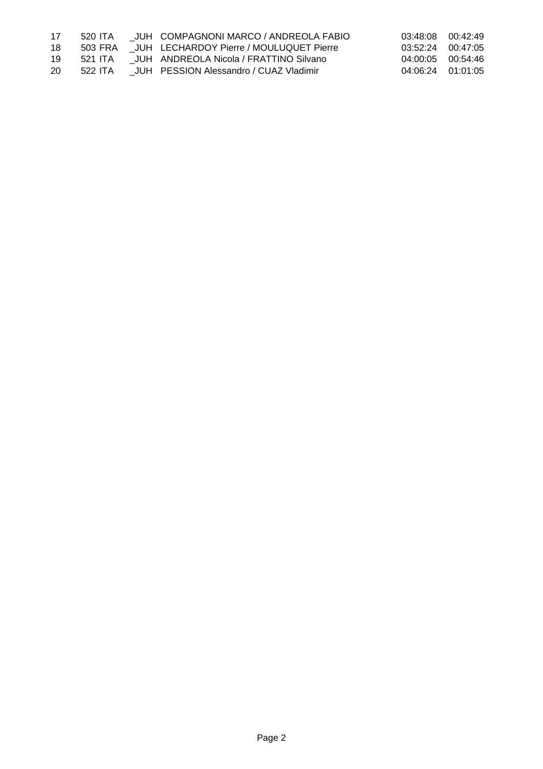| | | | | | | |
|---|---|---|---|---|---|---|
| 17 | 520 | ITA | _JUH | COMPAGNONI MARCO / ANDREOLA FABIO | 03:48:08 | 00:42:49 |
| 18 | 503 | FRA | _JUH | LECHARDOY Pierre / MOULUQUET Pierre | 03:52:24 | 00:47:05 |
| 19 | 521 | ITA | _JUH | ANDREOLA Nicola / FRATTINO Silvano | 04:00:05 | 00:54:46 |
| 20 | 522 | ITA | _JUH | PESSION Alessandro / CUAZ Vladimir | 04:06:24 | 01:01:05 |